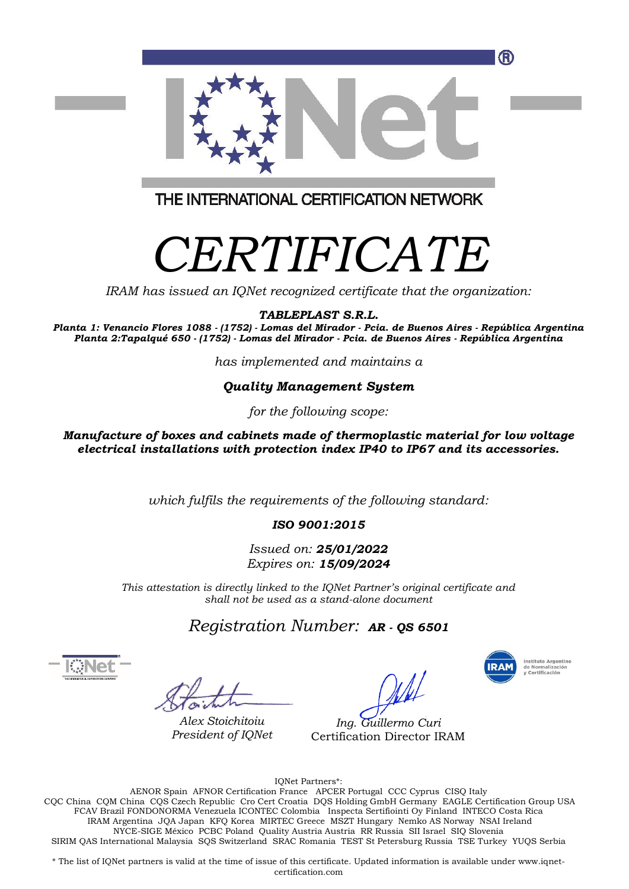THE INTERNATIONAL CERTIFICATION NETWORK

# *CERTIFICATE*

*IRAM has issued an IQNet recognized certificate that the organization:*

***TABLEPLAST S.R.L.***

***Planta 1: Venancio Flores 1088 - (1752) - Lomas del Mirador - Pcia. de Buenos Aires - República Argentina***
***Planta 2:Tapalqué 650 - (1752) - Lomas del Mirador - Pcia. de Buenos Aires - República Argentina***

*has implemented and maintains a*

***Quality Management System***

*for the following scope:*

***Manufacture of boxes and cabinets made of thermoplastic material for low voltage electrical installations with protection index IP40 to IP67 and its accessories.***

*which fulfils the requirements of the following standard:*

***ISO 9001:2015***

*Issued on:* ***25/01/2022***
*Expires on:* ***15/09/2024***

*This attestation is directly linked to the IQNet Partner's original certificate and shall not be used as a stand-alone document*

*Registration Number:* ***AR - QS 6501***

*Alex Stoichitoiu*
*President of IQNet*

*Ing. Guillermo Curi*
Certification Director IRAM

IRAM Instituto Argentino de Normalización y Certificación

IQNet Partners*:
AENOR Spain AFNOR Certification France APCER Portugal CCC Cyprus CISQ Italy CQC China CQM China CQS Czech Republic Cro Cert Croatia DQS Holding GmbH Germany EAGLE Certification Group USA FCAV Brazil FONDONORMA Venezuela ICONTEC Colombia Inspecta Sertifiointi Oy Finland INTECO Costa Rica IRAM Argentina JQA Japan KFQ Korea MIRTEC Greece MSZT Hungary Nemko AS Norway NSAI Ireland NYCE-SIGE México PCBC Poland Quality Austria Austria RR Russia SII Israel SIQ Slovenia SIRIM QAS International Malaysia SQS Switzerland SRAC Romania TEST St Petersburg Russia TSE Turkey YUQS Serbia

* The list of IQNet partners is valid at the time of issue of this certificate. Updated information is available under www.iqnet-certification.com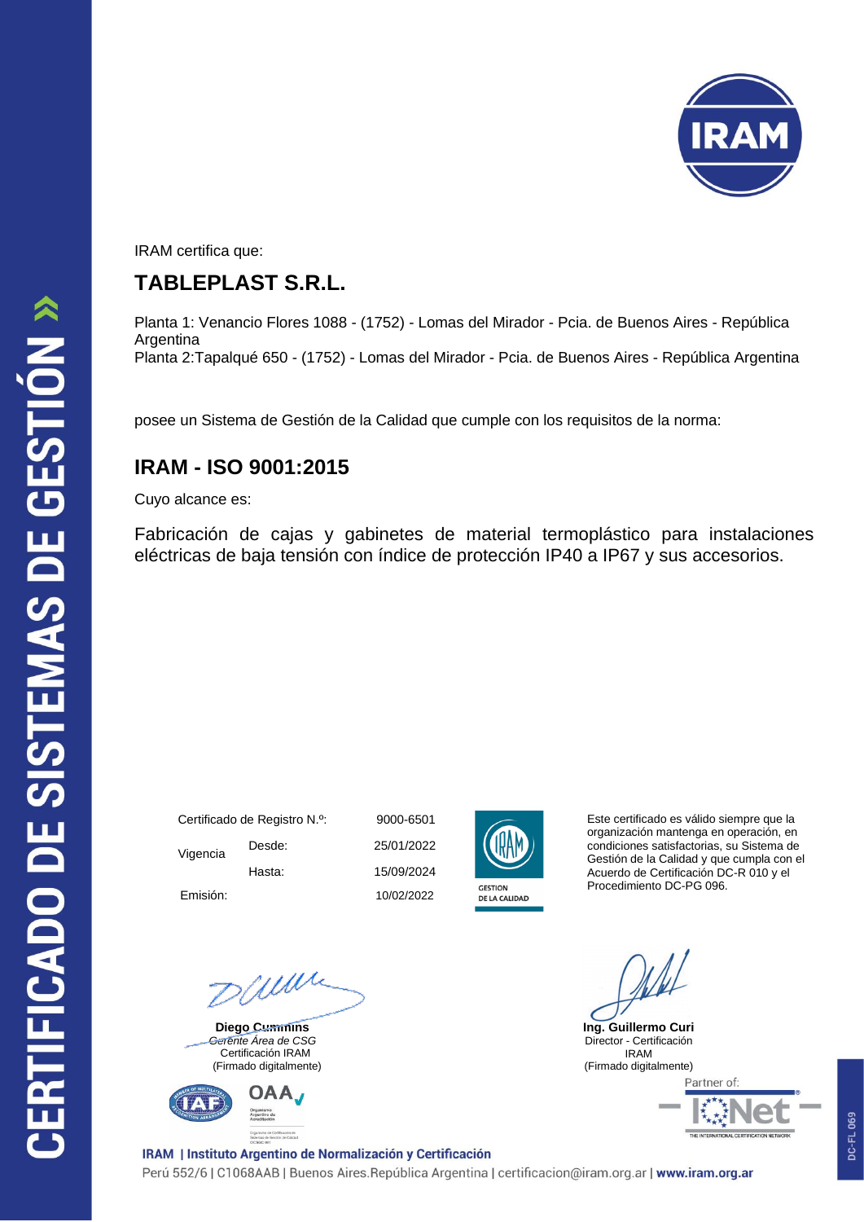CERTIFICADO DE SISTEMAS DE GESTIÓN

IRAM certifica que:

## TABLEPLAST S.R.L.

Planta 1: Venancio Flores 1088 - (1752) - Lomas del Mirador - Pcia. de Buenos Aires - República Argentina
Planta 2:Tapalqué 650 - (1752) - Lomas del Mirador - Pcia. de Buenos Aires - República Argentina

posee un Sistema de Gestión de la Calidad que cumple con los requisitos de la norma:

## IRAM - ISO 9001:2015

Cuyo alcance es:

Fabricación de cajas y gabinetes de material termoplástico para instalaciones eléctricas de baja tensión con índice de protección IP40 a IP67 y sus accesorios.

| | | |
|---|---|---|
| Certificado de Registro N.º: | | 9000-6501 |
| Vigencia | Desde: | 25/01/2022 |
| | Hasta: | 15/09/2024 |
| Emisión: | | 10/02/2022 |

GESTION DE LA CALIDAD

Este certificado es válido siempre que la organización mantenga en operación, en condiciones satisfactorias, su Sistema de Gestión de la Calidad y que cumpla con el Acuerdo de Certificación DC-R 010 y el Procedimiento DC-PG 096.

**Diego Cummins**
*Gerente Área de CSG*
Certificación IRAM
(Firmado digitalmente)

**Ing. Guillermo Curi**
Director - Certificación
IRAM
(Firmado digitalmente)

Partner of: IQNet

DC-FL 069

**IRAM | Instituto Argentino de Normalización y Certificación**
Perú 552/6 | C1068AAB | Buenos Aires.República Argentina | certificacion@iram.org.ar | **www.iram.org.ar**